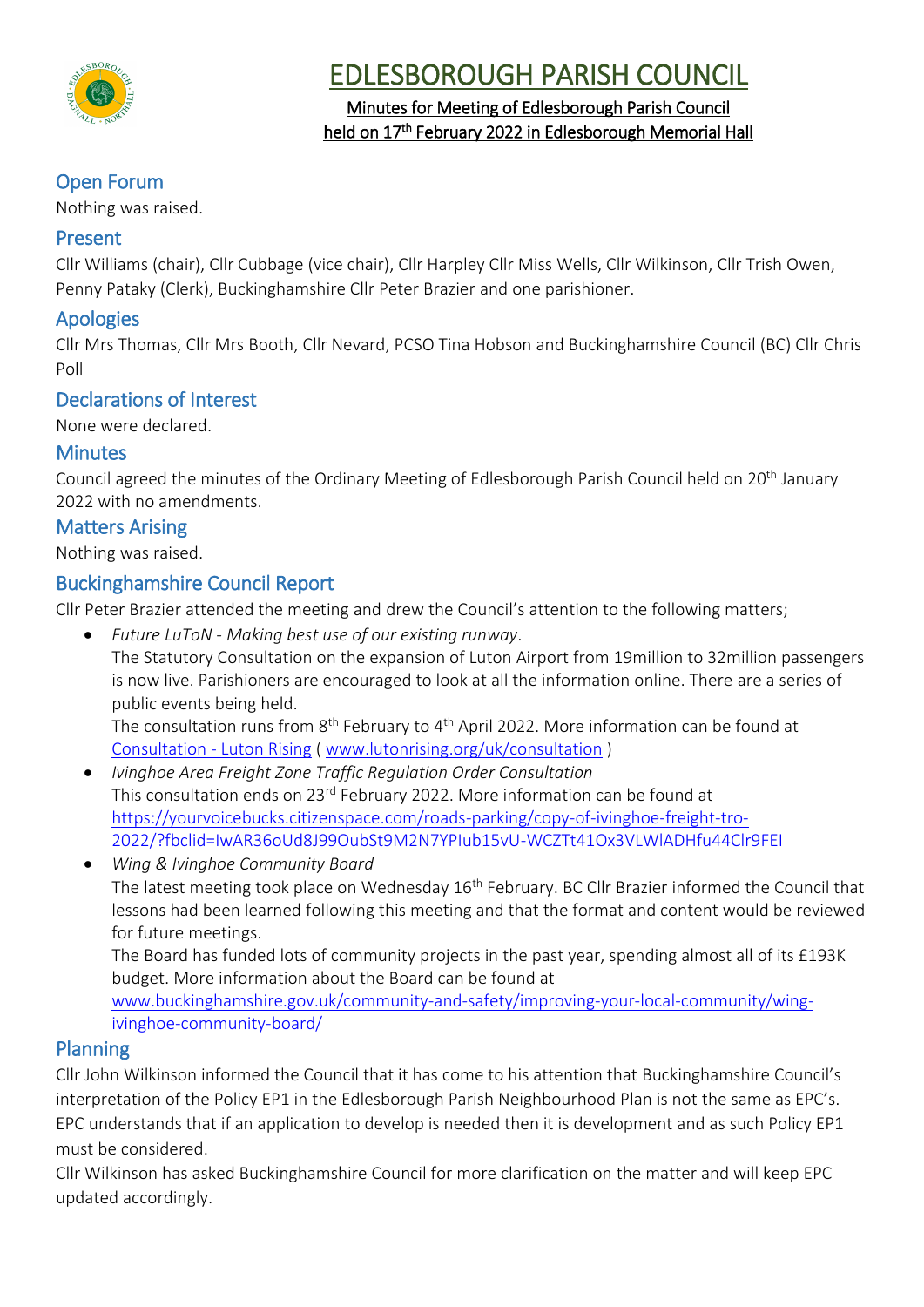# EDLESBOROUGH PARISH COUNCIL

Minutes for Meeting of Edlesborough Parish Council
held on 17th February 2022 in Edlesborough Memorial Hall

## Open Forum

Nothing was raised.

## Present

Cllr Williams (chair), Cllr Cubbage (vice chair), Cllr Harpley Cllr Miss Wells, Cllr Wilkinson, Cllr Trish Owen, Penny Pataky (Clerk), Buckinghamshire Cllr Peter Brazier and one parishioner.

## Apologies

Cllr Mrs Thomas, Cllr Mrs Booth, Cllr Nevard, PCSO Tina Hobson and Buckinghamshire Council (BC) Cllr Chris Poll

## Declarations of Interest

None were declared.

## Minutes

Council agreed the minutes of the Ordinary Meeting of Edlesborough Parish Council held on 20th January 2022 with no amendments.

## Matters Arising

Nothing was raised.

## Buckinghamshire Council Report

Cllr Peter Brazier attended the meeting and drew the Council's attention to the following matters;

- *Future LuToN - Making best use of our existing runway*.
  The Statutory Consultation on the expansion of Luton Airport from 19million to 32million passengers is now live. Parishioners are encouraged to look at all the information online. There are a series of public events being held.
  The consultation runs from 8th February to 4th April 2022. More information can be found at Consultation - Luton Rising ( www.lutonrising.org/uk/consultation )
- *Ivinghoe Area Freight Zone Traffic Regulation Order Consultation*
  This consultation ends on 23rd February 2022. More information can be found at https://yourvoicebucks.citizenspace.com/roads-parking/copy-of-ivinghoe-freight-tro-2022/?fbclid=IwAR36oUd8J99OubSt9M2N7YPIub15vU-WCZTt41Ox3VLWlADHfu44Clr9FEI
- *Wing & Ivinghoe Community Board*
  The latest meeting took place on Wednesday 16th February. BC Cllr Brazier informed the Council that lessons had been learned following this meeting and that the format and content would be reviewed for future meetings.
  The Board has funded lots of community projects in the past year, spending almost all of its £193K budget. More information about the Board can be found at www.buckinghamshire.gov.uk/community-and-safety/improving-your-local-community/wing-ivinghoe-community-board/

## Planning

Cllr John Wilkinson informed the Council that it has come to his attention that Buckinghamshire Council's interpretation of the Policy EP1 in the Edlesborough Parish Neighbourhood Plan is not the same as EPC's. EPC understands that if an application to develop is needed then it is development and as such Policy EP1 must be considered.

Cllr Wilkinson has asked Buckinghamshire Council for more clarification on the matter and will keep EPC updated accordingly.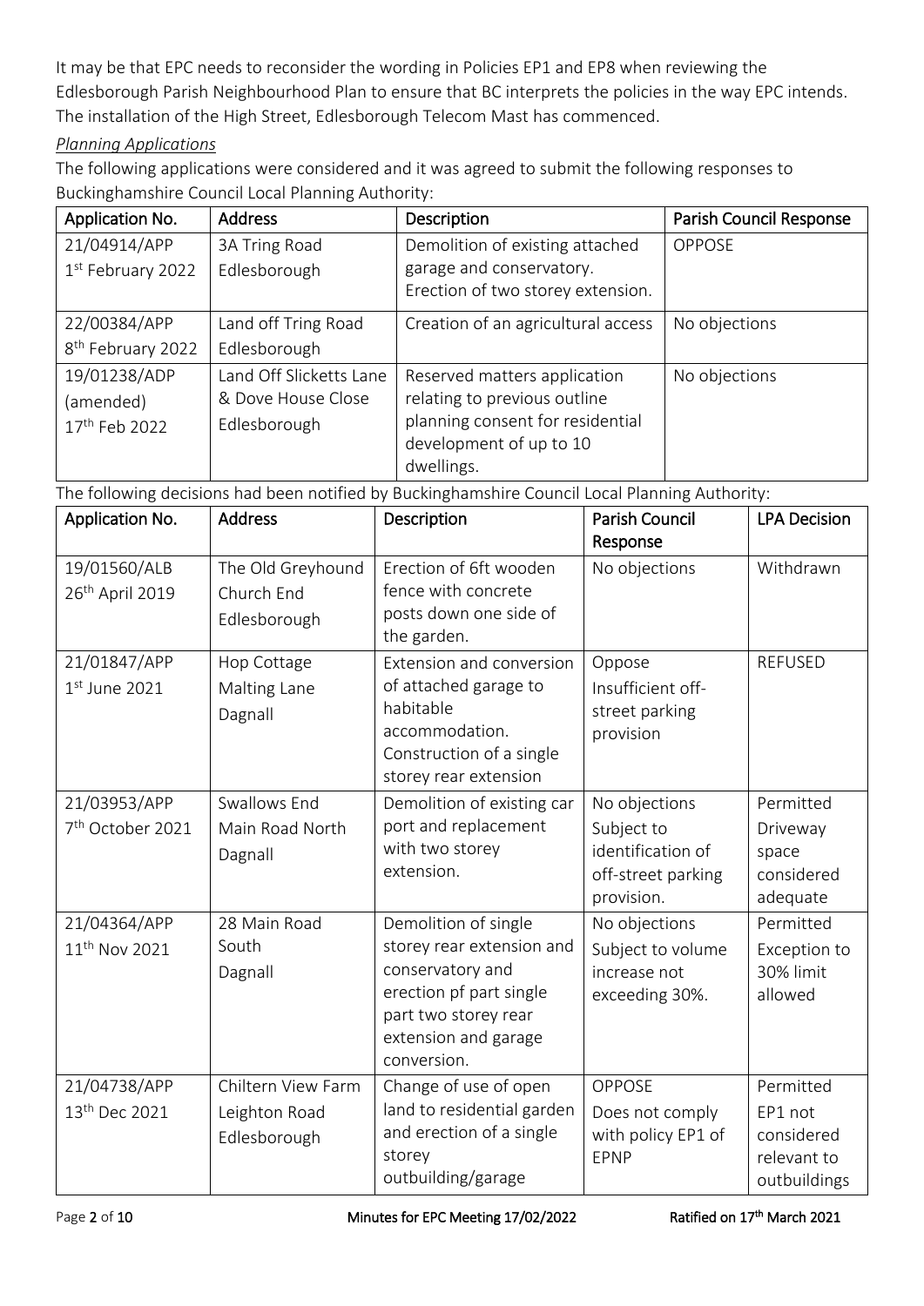It may be that EPC needs to reconsider the wording in Policies EP1 and EP8 when reviewing the Edlesborough Parish Neighbourhood Plan to ensure that BC interprets the policies in the way EPC intends. The installation of the High Street, Edlesborough Telecom Mast has commenced.

*Planning Applications*

The following applications were considered and it was agreed to submit the following responses to Buckinghamshire Council Local Planning Authority:

| Application No. | Address | Description | Parish Council Response |
|---|---|---|---|
| 21/04914/APP<br>1st February 2022 | 3A Tring Road<br>Edlesborough | Demolition of existing attached garage and conservatory. Erection of two storey extension. | OPPOSE |
| 22/00384/APP<br>8th February 2022 | Land off Tring Road<br>Edlesborough | Creation of an agricultural access | No objections |
| 19/01238/ADP<br>(amended)<br>17th Feb 2022 | Land Off Slicketts Lane & Dove House Close<br>Edlesborough | Reserved matters application relating to previous outline planning consent for residential development of up to 10 dwellings. | No objections |

The following decisions had been notified by Buckinghamshire Council Local Planning Authority:

| Application No. | Address | Description | Parish Council Response | LPA Decision |
|---|---|---|---|---|
| 19/01560/ALB<br>26th April 2019 | The Old Greyhound<br>Church End<br>Edlesborough | Erection of 6ft wooden fence with concrete posts down one side of the garden. | No objections | Withdrawn |
| 21/01847/APP<br>1st June 2021 | Hop Cottage<br>Malting Lane<br>Dagnall | Extension and conversion of attached garage to habitable accommodation. Construction of a single storey rear extension | Oppose<br>Insufficient off-street parking provision | REFUSED |
| 21/03953/APP<br>7th October 2021 | Swallows End<br>Main Road North<br>Dagnall | Demolition of existing car port and replacement with two storey extension. | No objections<br>Subject to identification of off-street parking provision. | Permitted<br>Driveway space considered adequate |
| 21/04364/APP<br>11th Nov 2021 | 28 Main Road South<br>Dagnall | Demolition of single storey rear extension and conservatory and erection pf part single part two storey rear extension and garage conversion. | No objections<br>Subject to volume increase not exceeding 30%. | Permitted<br>Exception to 30% limit allowed |
| 21/04738/APP<br>13th Dec 2021 | Chiltern View Farm<br>Leighton Road<br>Edlesborough | Change of use of open land to residential garden and erection of a single storey outbuilding/garage | OPPOSE<br>Does not comply with policy EP1 of EPNP | Permitted<br>EP1 not considered relevant to outbuildings |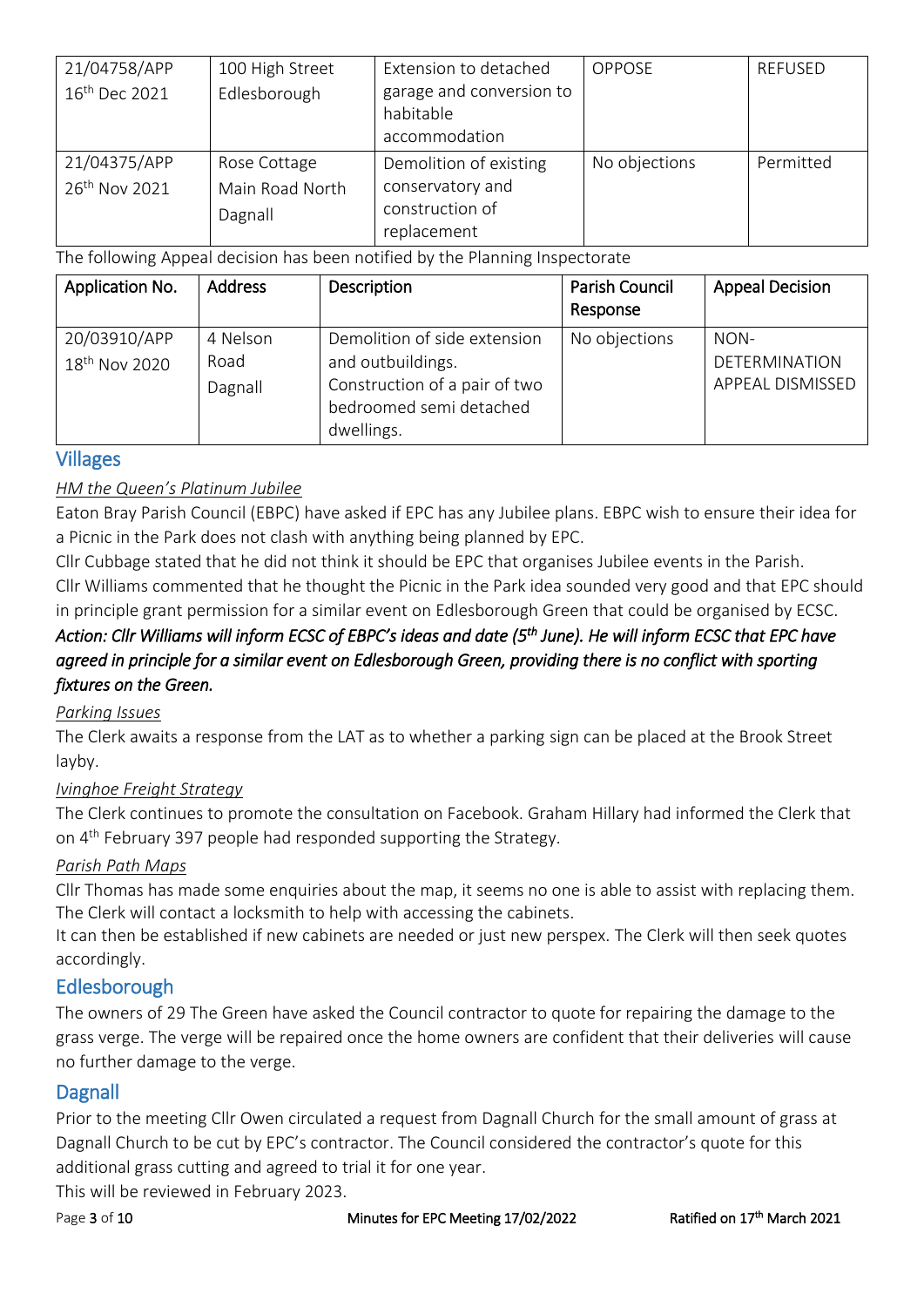| | | | | |
|---|---|---|---|---|
| 21/04758/APP<br>16th Dec 2021 | 100 High Street<br>Edlesborough | Extension to detached garage and conversion to habitable accommodation | OPPOSE | REFUSED |
| 21/04375/APP<br>26th Nov 2021 | Rose Cottage<br>Main Road North<br>Dagnall | Demolition of existing conservatory and construction of replacement | No objections | Permitted |

The following Appeal decision has been notified by the Planning Inspectorate

| Application No. | Address | Description | Parish Council Response | Appeal Decision |
|---|---|---|---|---|
| 20/03910/APP<br>18th Nov 2020 | 4 Nelson Road<br>Dagnall | Demolition of side extension and outbuildings.<br>Construction of a pair of two bedroomed semi detached dwellings. | No objections | NON-DETERMINATION APPEAL DISMISSED |

## Villages

*HM the Queen's Platinum Jubilee*

Eaton Bray Parish Council (EBPC) have asked if EPC has any Jubilee plans. EBPC wish to ensure their idea for a Picnic in the Park does not clash with anything being planned by EPC.

Cllr Cubbage stated that he did not think it should be EPC that organises Jubilee events in the Parish.

Cllr Williams commented that he thought the Picnic in the Park idea sounded very good and that EPC should in principle grant permission for a similar event on Edlesborough Green that could be organised by ECSC.

***Action: Cllr Williams will inform ECSC of EBPC's ideas and date (5th June). He will inform ECSC that EPC have agreed in principle for a similar event on Edlesborough Green, providing there is no conflict with sporting fixtures on the Green.***

*Parking Issues*

The Clerk awaits a response from the LAT as to whether a parking sign can be placed at the Brook Street layby.

*Ivinghoe Freight Strategy*

The Clerk continues to promote the consultation on Facebook. Graham Hillary had informed the Clerk that on 4th February 397 people had responded supporting the Strategy.

*Parish Path Maps*

Cllr Thomas has made some enquiries about the map, it seems no one is able to assist with replacing them. The Clerk will contact a locksmith to help with accessing the cabinets.

It can then be established if new cabinets are needed or just new perspex. The Clerk will then seek quotes accordingly.

## Edlesborough

The owners of 29 The Green have asked the Council contractor to quote for repairing the damage to the grass verge. The verge will be repaired once the home owners are confident that their deliveries will cause no further damage to the verge.

## Dagnall

Prior to the meeting Cllr Owen circulated a request from Dagnall Church for the small amount of grass at Dagnall Church to be cut by EPC's contractor. The Council considered the contractor's quote for this additional grass cutting and agreed to trial it for one year.

This will be reviewed in February 2023.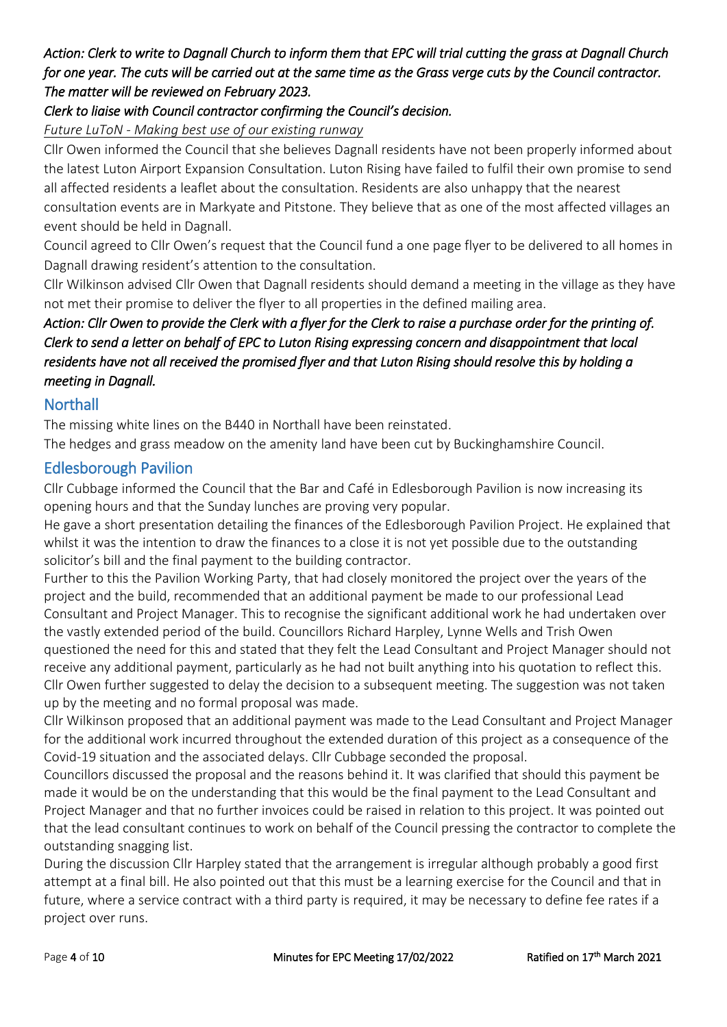*Action: Clerk to write to Dagnall Church to inform them that EPC will trial cutting the grass at Dagnall Church for one year. The cuts will be carried out at the same time as the Grass verge cuts by the Council contractor. The matter will be reviewed on February 2023.*

*Clerk to liaise with Council contractor confirming the Council's decision.*

*Future LuToN - Making best use of our existing runway*

Cllr Owen informed the Council that she believes Dagnall residents have not been properly informed about the latest Luton Airport Expansion Consultation. Luton Rising have failed to fulfil their own promise to send all affected residents a leaflet about the consultation. Residents are also unhappy that the nearest consultation events are in Markyate and Pitstone. They believe that as one of the most affected villages an event should be held in Dagnall.

Council agreed to Cllr Owen's request that the Council fund a one page flyer to be delivered to all homes in Dagnall drawing resident's attention to the consultation.

Cllr Wilkinson advised Cllr Owen that Dagnall residents should demand a meeting in the village as they have not met their promise to deliver the flyer to all properties in the defined mailing area.

*Action: Cllr Owen to provide the Clerk with a flyer for the Clerk to raise a purchase order for the printing of. Clerk to send a letter on behalf of EPC to Luton Rising expressing concern and disappointment that local residents have not all received the promised flyer and that Luton Rising should resolve this by holding a meeting in Dagnall.*

## Northall

The missing white lines on the B440 in Northall have been reinstated.

The hedges and grass meadow on the amenity land have been cut by Buckinghamshire Council.

## Edlesborough Pavilion

Cllr Cubbage informed the Council that the Bar and Café in Edlesborough Pavilion is now increasing its opening hours and that the Sunday lunches are proving very popular.

He gave a short presentation detailing the finances of the Edlesborough Pavilion Project. He explained that whilst it was the intention to draw the finances to a close it is not yet possible due to the outstanding solicitor's bill and the final payment to the building contractor.

Further to this the Pavilion Working Party, that had closely monitored the project over the years of the project and the build, recommended that an additional payment be made to our professional Lead Consultant and Project Manager. This to recognise the significant additional work he had undertaken over the vastly extended period of the build. Councillors Richard Harpley, Lynne Wells and Trish Owen questioned the need for this and stated that they felt the Lead Consultant and Project Manager should not receive any additional payment, particularly as he had not built anything into his quotation to reflect this. Cllr Owen further suggested to delay the decision to a subsequent meeting. The suggestion was not taken up by the meeting and no formal proposal was made.

Cllr Wilkinson proposed that an additional payment was made to the Lead Consultant and Project Manager for the additional work incurred throughout the extended duration of this project as a consequence of the Covid-19 situation and the associated delays. Cllr Cubbage seconded the proposal.

Councillors discussed the proposal and the reasons behind it. It was clarified that should this payment be made it would be on the understanding that this would be the final payment to the Lead Consultant and Project Manager and that no further invoices could be raised in relation to this project. It was pointed out that the lead consultant continues to work on behalf of the Council pressing the contractor to complete the outstanding snagging list.

During the discussion Cllr Harpley stated that the arrangement is irregular although probably a good first attempt at a final bill. He also pointed out that this must be a learning exercise for the Council and that in future, where a service contract with a third party is required, it may be necessary to define fee rates if a project over runs.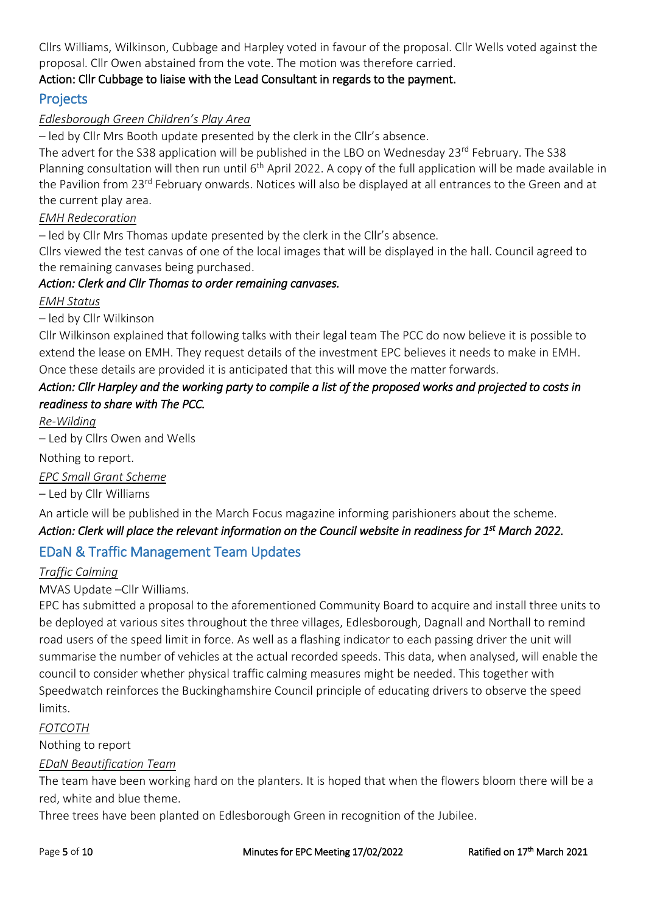Cllrs Williams, Wilkinson, Cubbage and Harpley voted in favour of the proposal. Cllr Wells voted against the proposal. Cllr Owen abstained from the vote. The motion was therefore carried.

**Action: Cllr Cubbage to liaise with the Lead Consultant in regards to the payment.**

## Projects

*Edlesborough Green Children's Play Area*

– led by Cllr Mrs Booth update presented by the clerk in the Cllr's absence.

The advert for the S38 application will be published in the LBO on Wednesday 23rd February. The S38 Planning consultation will then run until 6th April 2022. A copy of the full application will be made available in the Pavilion from 23rd February onwards. Notices will also be displayed at all entrances to the Green and at the current play area.

*EMH Redecoration*

– led by Cllr Mrs Thomas update presented by the clerk in the Cllr's absence.

Cllrs viewed the test canvas of one of the local images that will be displayed in the hall. Council agreed to the remaining canvases being purchased.

***Action: Clerk and Cllr Thomas to order remaining canvases.***

*EMH Status*

– led by Cllr Wilkinson

Cllr Wilkinson explained that following talks with their legal team The PCC do now believe it is possible to extend the lease on EMH. They request details of the investment EPC believes it needs to make in EMH. Once these details are provided it is anticipated that this will move the matter forwards.

***Action: Cllr Harpley and the working party to compile a list of the proposed works and projected to costs in readiness to share with The PCC.***

*Re-Wilding*

– Led by Cllrs Owen and Wells

Nothing to report.

*EPC Small Grant Scheme*

– Led by Cllr Williams

An article will be published in the March Focus magazine informing parishioners about the scheme.

***Action: Clerk will place the relevant information on the Council website in readiness for 1st March 2022.***

## EDaN & Traffic Management Team Updates

*Traffic Calming*

MVAS Update –Cllr Williams.

EPC has submitted a proposal to the aforementioned Community Board to acquire and install three units to be deployed at various sites throughout the three villages, Edlesborough, Dagnall and Northall to remind road users of the speed limit in force. As well as a flashing indicator to each passing driver the unit will summarise the number of vehicles at the actual recorded speeds. This data, when analysed, will enable the council to consider whether physical traffic calming measures might be needed. This together with Speedwatch reinforces the Buckinghamshire Council principle of educating drivers to observe the speed limits.

*FOTCOTH*

Nothing to report

*EDaN Beautification Team*

The team have been working hard on the planters. It is hoped that when the flowers bloom there will be a red, white and blue theme.

Three trees have been planted on Edlesborough Green in recognition of the Jubilee.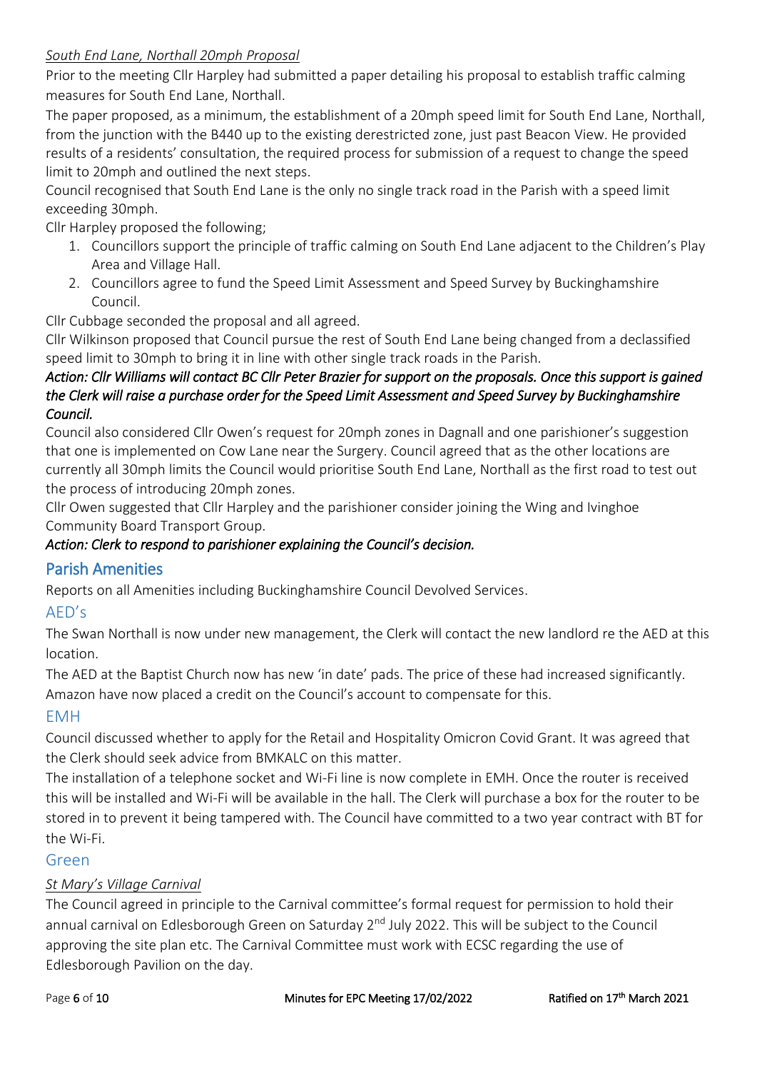*South End Lane, Northall 20mph Proposal*

Prior to the meeting Cllr Harpley had submitted a paper detailing his proposal to establish traffic calming measures for South End Lane, Northall.

The paper proposed, as a minimum, the establishment of a 20mph speed limit for South End Lane, Northall, from the junction with the B440 up to the existing derestricted zone, just past Beacon View. He provided results of a residents' consultation, the required process for submission of a request to change the speed limit to 20mph and outlined the next steps.

Council recognised that South End Lane is the only no single track road in the Parish with a speed limit exceeding 30mph.

Cllr Harpley proposed the following;

1. Councillors support the principle of traffic calming on South End Lane adjacent to the Children's Play Area and Village Hall.
2. Councillors agree to fund the Speed Limit Assessment and Speed Survey by Buckinghamshire Council.

Cllr Cubbage seconded the proposal and all agreed.

Cllr Wilkinson proposed that Council pursue the rest of South End Lane being changed from a declassified speed limit to 30mph to bring it in line with other single track roads in the Parish.

***Action: Cllr Williams will contact BC Cllr Peter Brazier for support on the proposals. Once this support is gained the Clerk will raise a purchase order for the Speed Limit Assessment and Speed Survey by Buckinghamshire Council.***

Council also considered Cllr Owen's request for 20mph zones in Dagnall and one parishioner's suggestion that one is implemented on Cow Lane near the Surgery. Council agreed that as the other locations are currently all 30mph limits the Council would prioritise South End Lane, Northall as the first road to test out the process of introducing 20mph zones.

Cllr Owen suggested that Cllr Harpley and the parishioner consider joining the Wing and Ivinghoe Community Board Transport Group.

***Action: Clerk to respond to parishioner explaining the Council's decision.***

## Parish Amenities

Reports on all Amenities including Buckinghamshire Council Devolved Services.

### AED's

The Swan Northall is now under new management, the Clerk will contact the new landlord re the AED at this location.

The AED at the Baptist Church now has new 'in date' pads. The price of these had increased significantly. Amazon have now placed a credit on the Council's account to compensate for this.

### EMH

Council discussed whether to apply for the Retail and Hospitality Omicron Covid Grant. It was agreed that the Clerk should seek advice from BMKALC on this matter.

The installation of a telephone socket and Wi-Fi line is now complete in EMH. Once the router is received this will be installed and Wi-Fi will be available in the hall. The Clerk will purchase a box for the router to be stored in to prevent it being tampered with. The Council have committed to a two year contract with BT for the Wi-Fi.

### Green

*St Mary's Village Carnival*

The Council agreed in principle to the Carnival committee's formal request for permission to hold their annual carnival on Edlesborough Green on Saturday 2nd July 2022. This will be subject to the Council approving the site plan etc. The Carnival Committee must work with ECSC regarding the use of Edlesborough Pavilion on the day.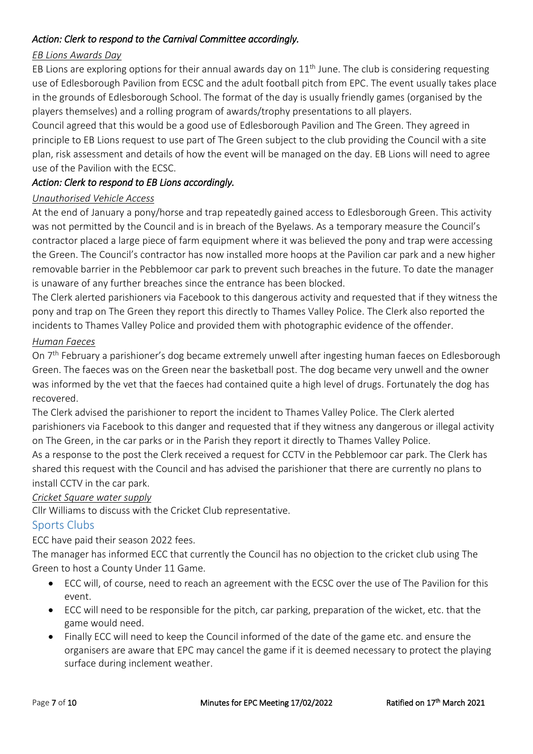*Action: Clerk to respond to the Carnival Committee accordingly.*

*EB Lions Awards Day*

EB Lions are exploring options for their annual awards day on 11th June. The club is considering requesting use of Edlesborough Pavilion from ECSC and the adult football pitch from EPC. The event usually takes place in the grounds of Edlesborough School. The format of the day is usually friendly games (organised by the players themselves) and a rolling program of awards/trophy presentations to all players.

Council agreed that this would be a good use of Edlesborough Pavilion and The Green. They agreed in principle to EB Lions request to use part of The Green subject to the club providing the Council with a site plan, risk assessment and details of how the event will be managed on the day. EB Lions will need to agree use of the Pavilion with the ECSC.

*Action: Clerk to respond to EB Lions accordingly.*

*Unauthorised Vehicle Access*

At the end of January a pony/horse and trap repeatedly gained access to Edlesborough Green. This activity was not permitted by the Council and is in breach of the Byelaws. As a temporary measure the Council's contractor placed a large piece of farm equipment where it was believed the pony and trap were accessing the Green. The Council's contractor has now installed more hoops at the Pavilion car park and a new higher removable barrier in the Pebblemoor car park to prevent such breaches in the future. To date the manager is unaware of any further breaches since the entrance has been blocked.

The Clerk alerted parishioners via Facebook to this dangerous activity and requested that if they witness the pony and trap on The Green they report this directly to Thames Valley Police. The Clerk also reported the incidents to Thames Valley Police and provided them with photographic evidence of the offender.

*Human Faeces*

On 7th February a parishioner's dog became extremely unwell after ingesting human faeces on Edlesborough Green. The faeces was on the Green near the basketball post. The dog became very unwell and the owner was informed by the vet that the faeces had contained quite a high level of drugs. Fortunately the dog has recovered.

The Clerk advised the parishioner to report the incident to Thames Valley Police. The Clerk alerted parishioners via Facebook to this danger and requested that if they witness any dangerous or illegal activity on The Green, in the car parks or in the Parish they report it directly to Thames Valley Police.

As a response to the post the Clerk received a request for CCTV in the Pebblemoor car park. The Clerk has shared this request with the Council and has advised the parishioner that there are currently no plans to install CCTV in the car park.

*Cricket Square water supply*

Cllr Williams to discuss with the Cricket Club representative.

## Sports Clubs

ECC have paid their season 2022 fees.

The manager has informed ECC that currently the Council has no objection to the cricket club using The Green to host a County Under 11 Game.

- ECC will, of course, need to reach an agreement with the ECSC over the use of The Pavilion for this event.
- ECC will need to be responsible for the pitch, car parking, preparation of the wicket, etc. that the game would need.
- Finally ECC will need to keep the Council informed of the date of the game etc. and ensure the organisers are aware that EPC may cancel the game if it is deemed necessary to protect the playing surface during inclement weather.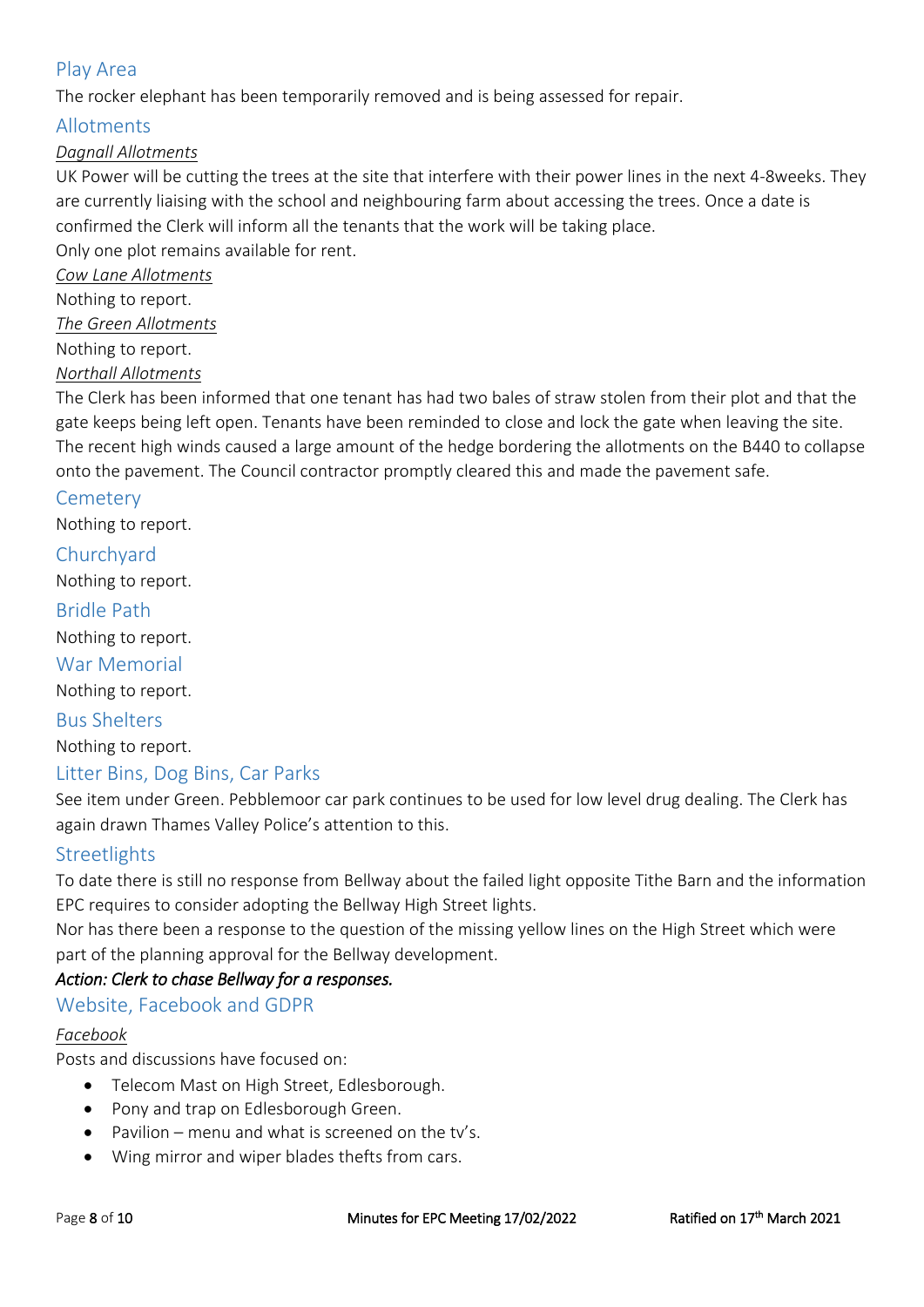## Play Area

The rocker elephant has been temporarily removed and is being assessed for repair.

## Allotments

*Dagnall Allotments*

UK Power will be cutting the trees at the site that interfere with their power lines in the next 4-8weeks. They are currently liaising with the school and neighbouring farm about accessing the trees. Once a date is confirmed the Clerk will inform all the tenants that the work will be taking place.

Only one plot remains available for rent.

*Cow Lane Allotments*

Nothing to report.

*The Green Allotments*

Nothing to report.

*Northall Allotments*

The Clerk has been informed that one tenant has had two bales of straw stolen from their plot and that the gate keeps being left open. Tenants have been reminded to close and lock the gate when leaving the site. The recent high winds caused a large amount of the hedge bordering the allotments on the B440 to collapse onto the pavement. The Council contractor promptly cleared this and made the pavement safe.

## Cemetery

Nothing to report.

## Churchyard

Nothing to report.

## Bridle Path

Nothing to report.

## War Memorial

Nothing to report.

## Bus Shelters

Nothing to report.

## Litter Bins, Dog Bins, Car Parks

See item under Green. Pebblemoor car park continues to be used for low level drug dealing. The Clerk has again drawn Thames Valley Police's attention to this.

## Streetlights

To date there is still no response from Bellway about the failed light opposite Tithe Barn and the information EPC requires to consider adopting the Bellway High Street lights.

Nor has there been a response to the question of the missing yellow lines on the High Street which were part of the planning approval for the Bellway development.

***Action: Clerk to chase Bellway for a responses.***

## Website, Facebook and GDPR

*Facebook*

Posts and discussions have focused on:

- Telecom Mast on High Street, Edlesborough.
- Pony and trap on Edlesborough Green.
- Pavilion – menu and what is screened on the tv's.
- Wing mirror and wiper blades thefts from cars.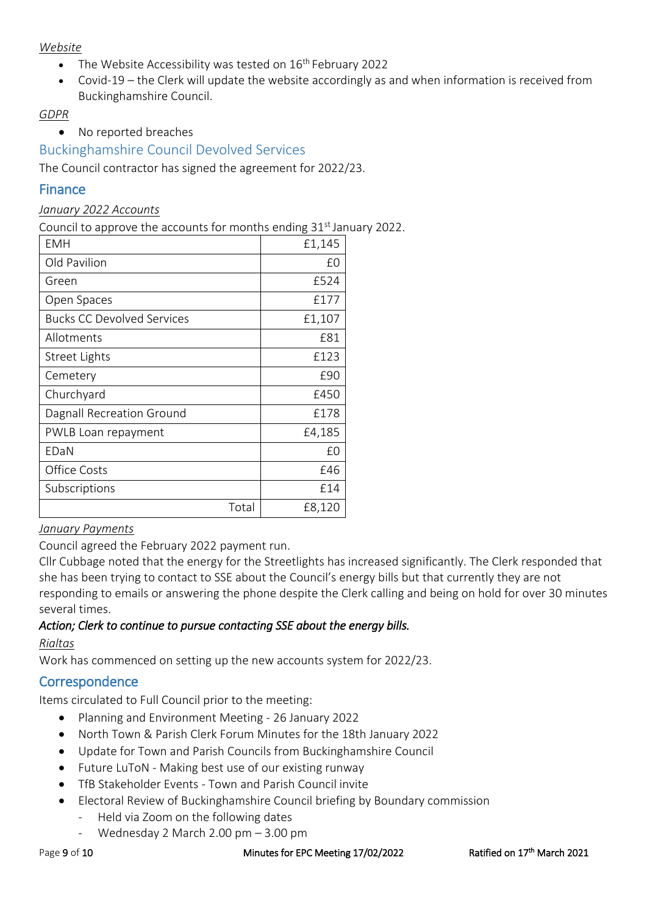*Website*

- The Website Accessibility was tested on 16th February 2022
- Covid-19 – the Clerk will update the website accordingly as and when information is received from Buckinghamshire Council.

*GDPR*

- No reported breaches

## Buckinghamshire Council Devolved Services

The Council contractor has signed the agreement for 2022/23.

## Finance

*January 2022 Accounts*

Council to approve the accounts for months ending 31st January 2022.

| | |
|---|---:|
| EMH | £1,145 |
| Old Pavilion | £0 |
| Green | £524 |
| Open Spaces | £177 |
| Bucks CC Devolved Services | £1,107 |
| Allotments | £81 |
| Street Lights | £123 |
| Cemetery | £90 |
| Churchyard | £450 |
| Dagnall Recreation Ground | £178 |
| PWLB Loan repayment | £4,185 |
| EDaN | £0 |
| Office Costs | £46 |
| Subscriptions | £14 |
| Total | £8,120 |

*January Payments*

Council agreed the February 2022 payment run.

Cllr Cubbage noted that the energy for the Streetlights has increased significantly. The Clerk responded that she has been trying to contact to SSE about the Council's energy bills but that currently they are not responding to emails or answering the phone despite the Clerk calling and being on hold for over 30 minutes several times.

***Action; Clerk to continue to pursue contacting SSE about the energy bills.***

*Rialtas*

Work has commenced on setting up the new accounts system for 2022/23.

## Correspondence

Items circulated to Full Council prior to the meeting:

- Planning and Environment Meeting - 26 January 2022
- North Town & Parish Clerk Forum Minutes for the 18th January 2022
- Update for Town and Parish Councils from Buckinghamshire Council
- Future LuToN - Making best use of our existing runway
- TfB Stakeholder Events - Town and Parish Council invite
- Electoral Review of Buckinghamshire Council briefing by Boundary commission
  - Held via Zoom on the following dates
  - Wednesday 2 March 2.00 pm – 3.00 pm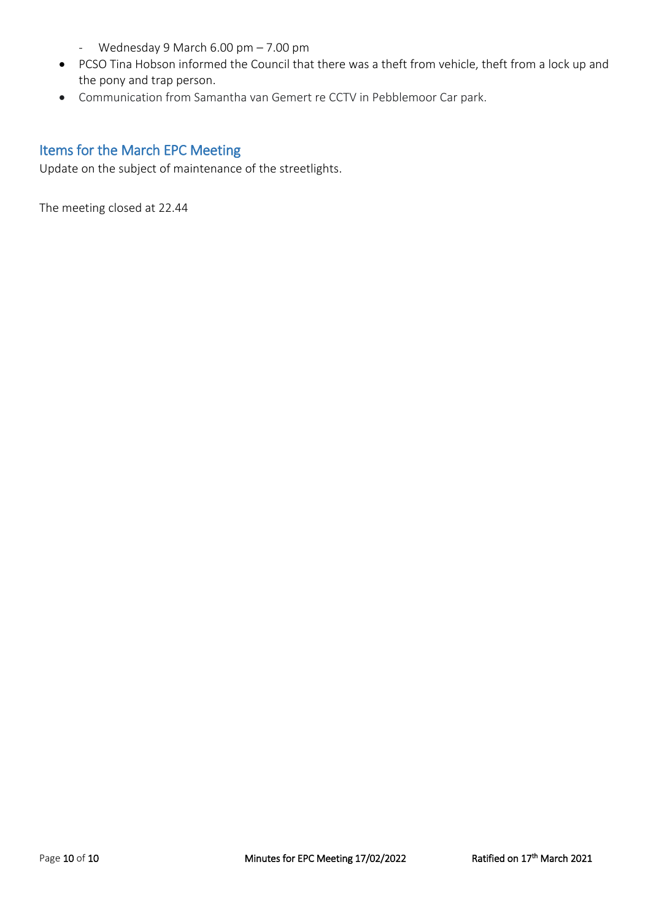- Wednesday 9 March 6.00 pm – 7.00 pm
- PCSO Tina Hobson informed the Council that there was a theft from vehicle, theft from a lock up and the pony and trap person.
- Communication from Samantha van Gemert re CCTV in Pebblemoor Car park.

## Items for the March EPC Meeting

Update on the subject of maintenance of the streetlights.

The meeting closed at 22.44